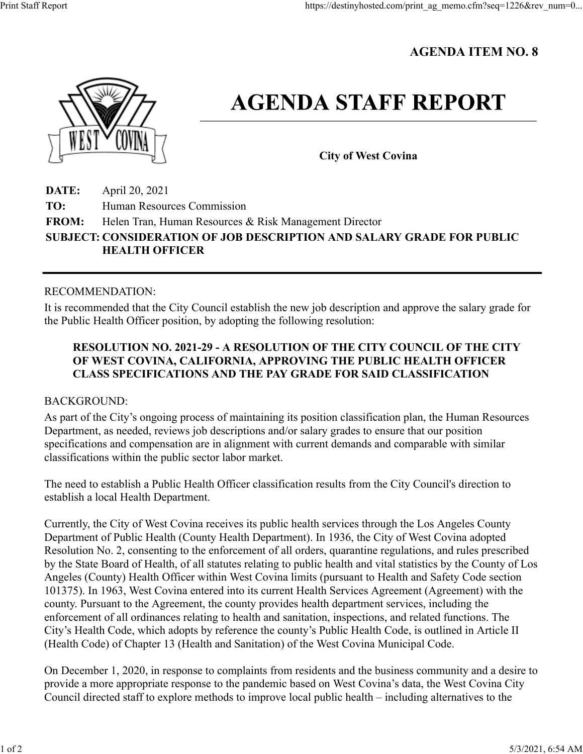**AGENDA ITEM NO. 8**

# AGENDA STAFF REPORT

**City of West Covina**

**DATE:** April 20, 2021

**TO:** Human Resources Commission

**FROM:** Helen Tran, Human Resources & Risk Management Director

**SUBJECT: CONSIDERATION OF JOB DESCRIPTION AND SALARY GRADE FOR PUBLIC HEALTH OFFICER**

RECOMMENDATION:

It is recommended that the City Council establish the new job description and approve the salary grade for the Public Health Officer position, by adopting the following resolution:

> **RESOLUTION NO. 2021-29 - A RESOLUTION OF THE CITY COUNCIL OF THE CITY OF WEST COVINA, CALIFORNIA, APPROVING THE PUBLIC HEALTH OFFICER CLASS SPECIFICATIONS AND THE PAY GRADE FOR SAID CLASSIFICATION**

BACKGROUND:

As part of the City's ongoing process of maintaining its position classification plan, the Human Resources Department, as needed, reviews job descriptions and/or salary grades to ensure that our position specifications and compensation are in alignment with current demands and comparable with similar classifications within the public sector labor market.

The need to establish a Public Health Officer classification results from the City Council's direction to establish a local Health Department.

Currently, the City of West Covina receives its public health services through the Los Angeles County Department of Public Health (County Health Department). In 1936, the City of West Covina adopted Resolution No. 2, consenting to the enforcement of all orders, quarantine regulations, and rules prescribed by the State Board of Health, of all statutes relating to public health and vital statistics by the County of Los Angeles (County) Health Officer within West Covina limits (pursuant to Health and Safety Code section 101375). In 1963, West Covina entered into its current Health Services Agreement (Agreement) with the county. Pursuant to the Agreement, the county provides health department services, including the enforcement of all ordinances relating to health and sanitation, inspections, and related functions. The City's Health Code, which adopts by reference the county's Public Health Code, is outlined in Article II (Health Code) of Chapter 13 (Health and Sanitation) of the West Covina Municipal Code.

On December 1, 2020, in response to complaints from residents and the business community and a desire to provide a more appropriate response to the pandemic based on West Covina's data, the West Covina City Council directed staff to explore methods to improve local public health – including alternatives to the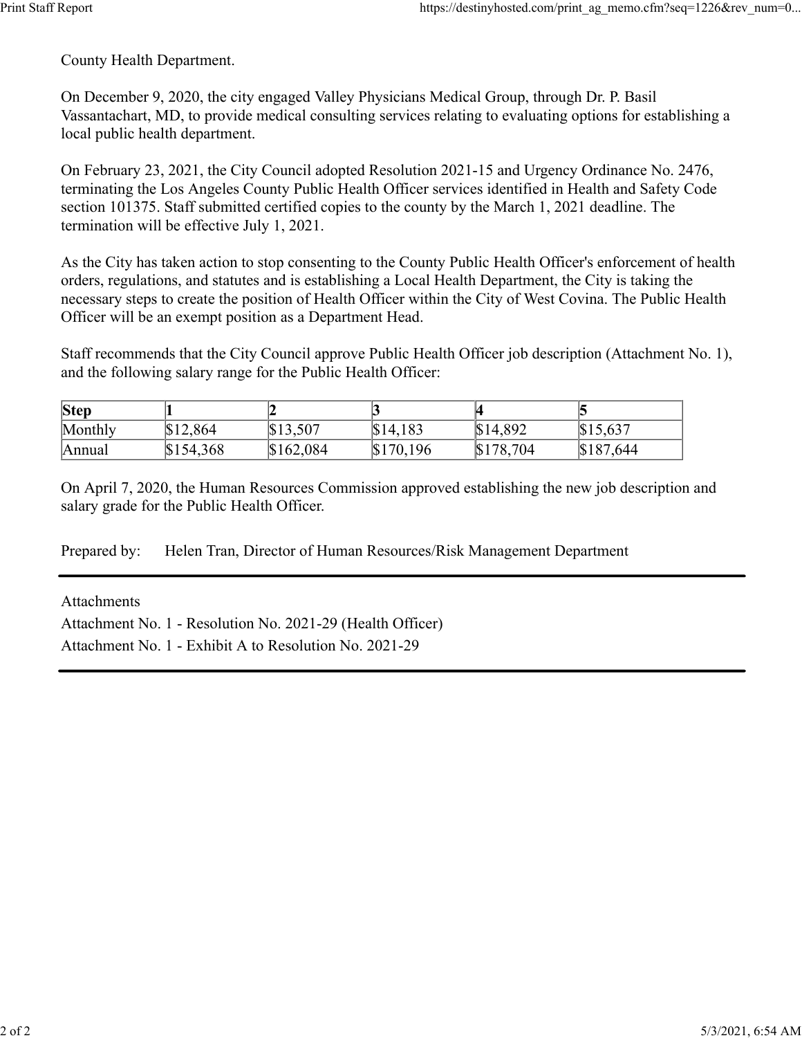County Health Department.

On December 9, 2020, the city engaged Valley Physicians Medical Group, through Dr. P. Basil Vassantachart, MD, to provide medical consulting services relating to evaluating options for establishing a local public health department.

On February 23, 2021, the City Council adopted Resolution 2021-15 and Urgency Ordinance No. 2476, terminating the Los Angeles County Public Health Officer services identified in Health and Safety Code section 101375. Staff submitted certified copies to the county by the March 1, 2021 deadline. The termination will be effective July 1, 2021.

As the City has taken action to stop consenting to the County Public Health Officer's enforcement of health orders, regulations, and statutes and is establishing a Local Health Department, the City is taking the necessary steps to create the position of Health Officer within the City of West Covina. The Public Health Officer will be an exempt position as a Department Head.

Staff recommends that the City Council approve Public Health Officer job description (Attachment No. 1), and the following salary range for the Public Health Officer:

| **Step** | **1** | **2** | **3** | **4** | **5** |
| --- | --- | --- | --- | --- | --- |
| Monthly | $12,864 | $13,507 | $14,183 | $14,892 | $15,637 |
| Annual | $154,368 | $162,084 | $170,196 | $178,704 | $187,644 |

On April 7, 2020, the Human Resources Commission approved establishing the new job description and salary grade for the Public Health Officer.

Prepared by: Helen Tran, Director of Human Resources/Risk Management Department

---

Attachments

Attachment No. 1 - Resolution No. 2021-29 (Health Officer)

Attachment No. 1 - Exhibit A to Resolution No. 2021-29

---